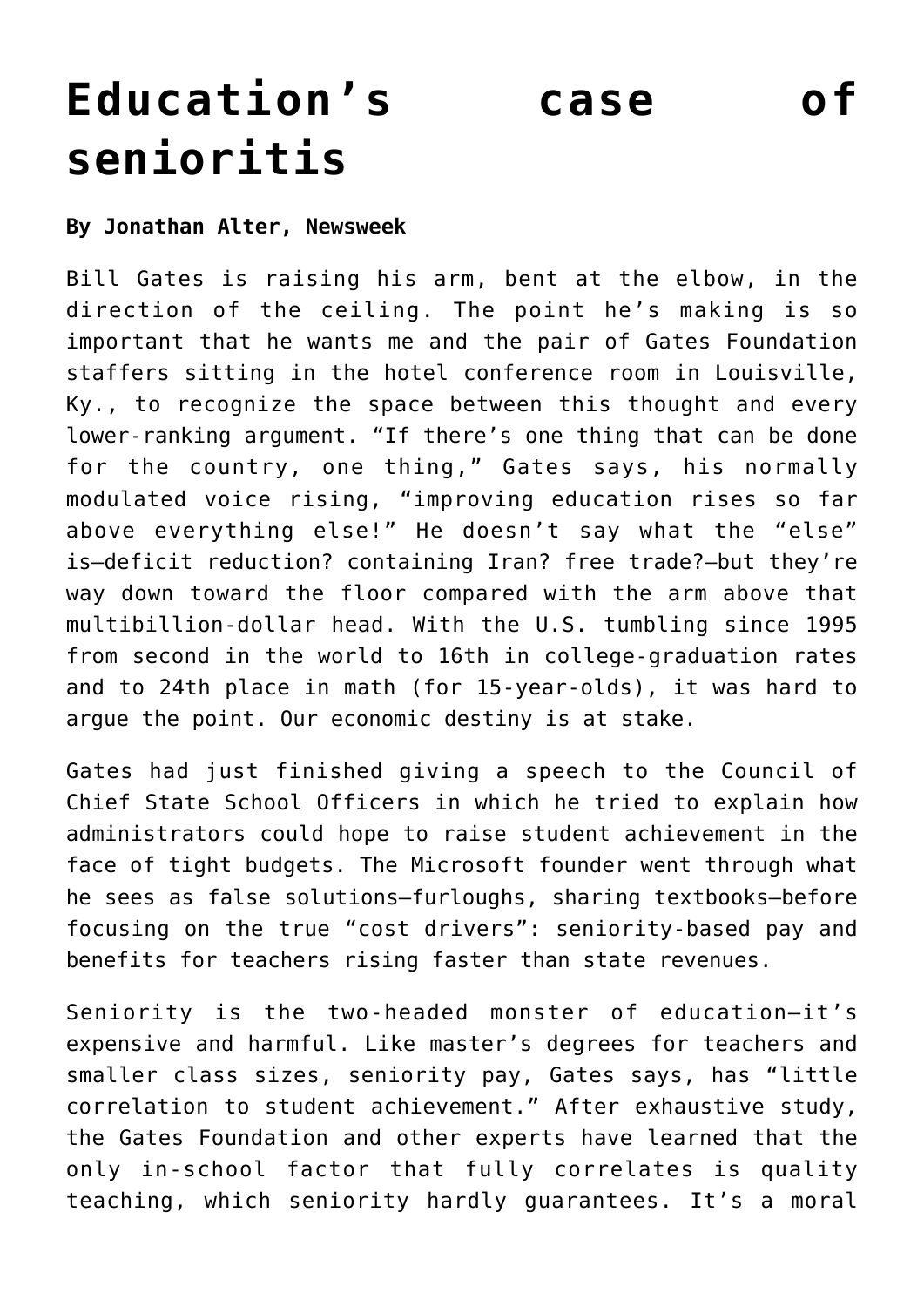# Education's case of senioritis

**By Jonathan Alter, Newsweek**

Bill Gates is raising his arm, bent at the elbow, in the direction of the ceiling. The point he's making is so important that he wants me and the pair of Gates Foundation staffers sitting in the hotel conference room in Louisville, Ky., to recognize the space between this thought and every lower-ranking argument. "If there's one thing that can be done for the country, one thing," Gates says, his normally modulated voice rising, "improving education rises so far above everything else!" He doesn't say what the "else" is—deficit reduction? containing Iran? free trade?—but they're way down toward the floor compared with the arm above that multibillion-dollar head. With the U.S. tumbling since 1995 from second in the world to 16th in college-graduation rates and to 24th place in math (for 15-year-olds), it was hard to argue the point. Our economic destiny is at stake.

Gates had just finished giving a speech to the Council of Chief State School Officers in which he tried to explain how administrators could hope to raise student achievement in the face of tight budgets. The Microsoft founder went through what he sees as false solutions—furloughs, sharing textbooks—before focusing on the true "cost drivers": seniority-based pay and benefits for teachers rising faster than state revenues.

Seniority is the two-headed monster of education—it's expensive and harmful. Like master's degrees for teachers and smaller class sizes, seniority pay, Gates says, has "little correlation to student achievement." After exhaustive study, the Gates Foundation and other experts have learned that the only in-school factor that fully correlates is quality teaching, which seniority hardly guarantees. It's a moral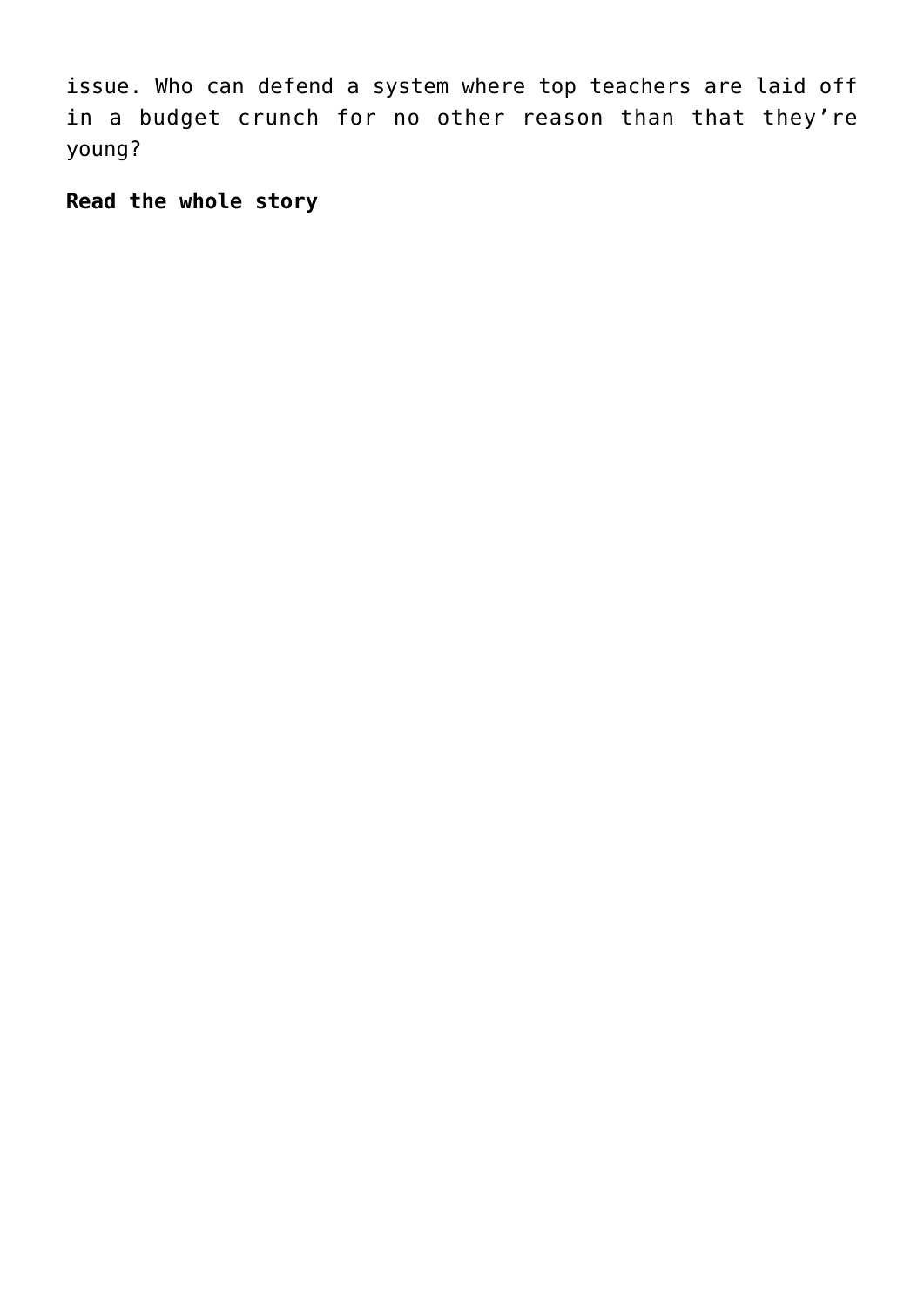issue. Who can defend a system where top teachers are laid off in a budget crunch for no other reason than that they're young?

**Read the whole story**